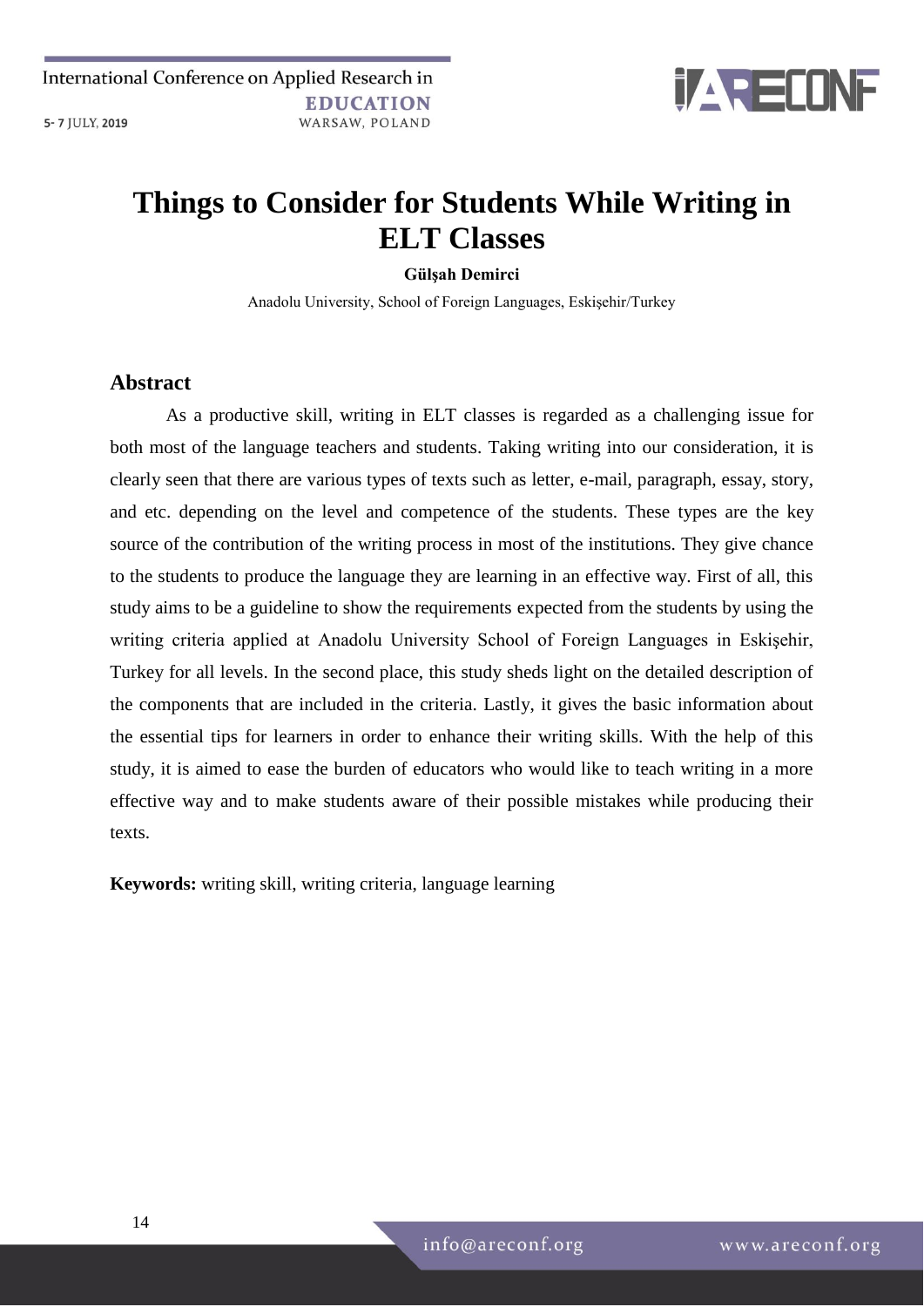# Things to Consider for Students While Writing in ELT Classes

**Gülşah Demirci**

Anadolu University, School of Foreign Languages, Eskişehir/Turkey

## Abstract

As a productive skill, writing in ELT classes is regarded as a challenging issue for both most of the language teachers and students. Taking writing into our consideration, it is clearly seen that there are various types of texts such as letter, e-mail, paragraph, essay, story, and etc. depending on the level and competence of the students. These types are the key source of the contribution of the writing process in most of the institutions. They give chance to the students to produce the language they are learning in an effective way. First of all, this study aims to be a guideline to show the requirements expected from the students by using the writing criteria applied at Anadolu University School of Foreign Languages in Eskişehir, Turkey for all levels. In the second place, this study sheds light on the detailed description of the components that are included in the criteria. Lastly, it gives the basic information about the essential tips for learners in order to enhance their writing skills. With the help of this study, it is aimed to ease the burden of educators who would like to teach writing in a more effective way and to make students aware of their possible mistakes while producing their texts.

**Keywords:** writing skill, writing criteria, language learning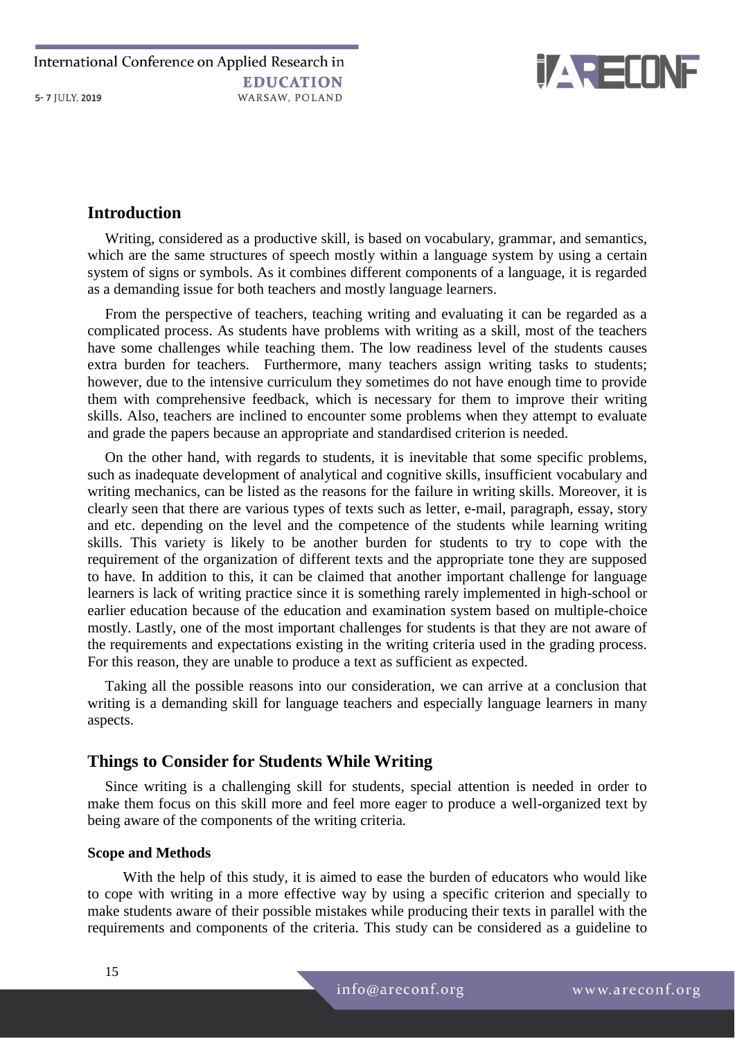## Introduction

Writing, considered as a productive skill, is based on vocabulary, grammar, and semantics, which are the same structures of speech mostly within a language system by using a certain system of signs or symbols. As it combines different components of a language, it is regarded as a demanding issue for both teachers and mostly language learners.

From the perspective of teachers, teaching writing and evaluating it can be regarded as a complicated process. As students have problems with writing as a skill, most of the teachers have some challenges while teaching them. The low readiness level of the students causes extra burden for teachers. Furthermore, many teachers assign writing tasks to students; however, due to the intensive curriculum they sometimes do not have enough time to provide them with comprehensive feedback, which is necessary for them to improve their writing skills. Also, teachers are inclined to encounter some problems when they attempt to evaluate and grade the papers because an appropriate and standardised criterion is needed.

On the other hand, with regards to students, it is inevitable that some specific problems, such as inadequate development of analytical and cognitive skills, insufficient vocabulary and writing mechanics, can be listed as the reasons for the failure in writing skills. Moreover, it is clearly seen that there are various types of texts such as letter, e-mail, paragraph, essay, story and etc. depending on the level and the competence of the students while learning writing skills. This variety is likely to be another burden for students to try to cope with the requirement of the organization of different texts and the appropriate tone they are supposed to have. In addition to this, it can be claimed that another important challenge for language learners is lack of writing practice since it is something rarely implemented in high-school or earlier education because of the education and examination system based on multiple-choice mostly. Lastly, one of the most important challenges for students is that they are not aware of the requirements and expectations existing in the writing criteria used in the grading process. For this reason, they are unable to produce a text as sufficient as expected.

Taking all the possible reasons into our consideration, we can arrive at a conclusion that writing is a demanding skill for language teachers and especially language learners in many aspects.

## Things to Consider for Students While Writing

Since writing is a challenging skill for students, special attention is needed in order to make them focus on this skill more and feel more eager to produce a well-organized text by being aware of the components of the writing criteria.

### Scope and Methods

With the help of this study, it is aimed to ease the burden of educators who would like to cope with writing in a more effective way by using a specific criterion and specially to make students aware of their possible mistakes while producing their texts in parallel with the requirements and components of the criteria. This study can be considered as a guideline to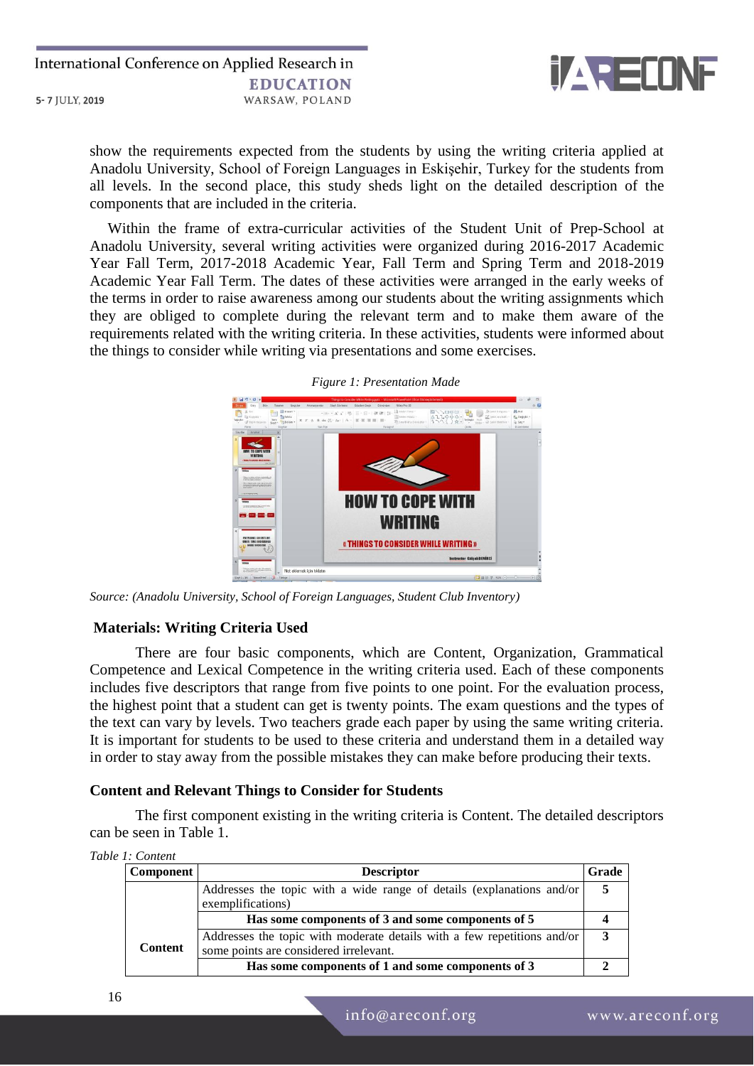show the requirements expected from the students by using the writing criteria applied at Anadolu University, School of Foreign Languages in Eskişehir, Turkey for the students from all levels. In the second place, this study sheds light on the detailed description of the components that are included in the criteria.

Within the frame of extra-curricular activities of the Student Unit of Prep-School at Anadolu University, several writing activities were organized during 2016-2017 Academic Year Fall Term, 2017-2018 Academic Year, Fall Term and Spring Term and 2018-2019 Academic Year Fall Term. The dates of these activities were arranged in the early weeks of the terms in order to raise awareness among our students about the writing assignments which they are obliged to complete during the relevant term and to make them aware of the requirements related with the writing criteria. In these activities, students were informed about the things to consider while writing via presentations and some exercises.

*Figure 1: Presentation Made*

*Source: (Anadolu University, School of Foreign Languages, Student Club Inventory)*

### Materials: Writing Criteria Used

There are four basic components, which are Content, Organization, Grammatical Competence and Lexical Competence in the writing criteria used. Each of these components includes five descriptors that range from five points to one point. For the evaluation process, the highest point that a student can get is twenty points. The exam questions and the types of the text can vary by levels. Two teachers grade each paper by using the same writing criteria. It is important for students to be used to these criteria and understand them in a detailed way in order to stay away from the possible mistakes they can make before producing their texts.

### Content and Relevant Things to Consider for Students

The first component existing in the writing criteria is Content. The detailed descriptors can be seen in Table 1.

*Table 1: Content*

| Component | Descriptor | Grade |
|---|---|---|
| Content | Addresses the topic with a wide range of details (explanations and/or exemplifications) | 5 |
| | **Has some components of 3 and some components of 5** | **4** |
| | Addresses the topic with moderate details with a few repetitions and/or some points are considered irrelevant. | 3 |
| | **Has some components of 1 and some components of 3** | **2** |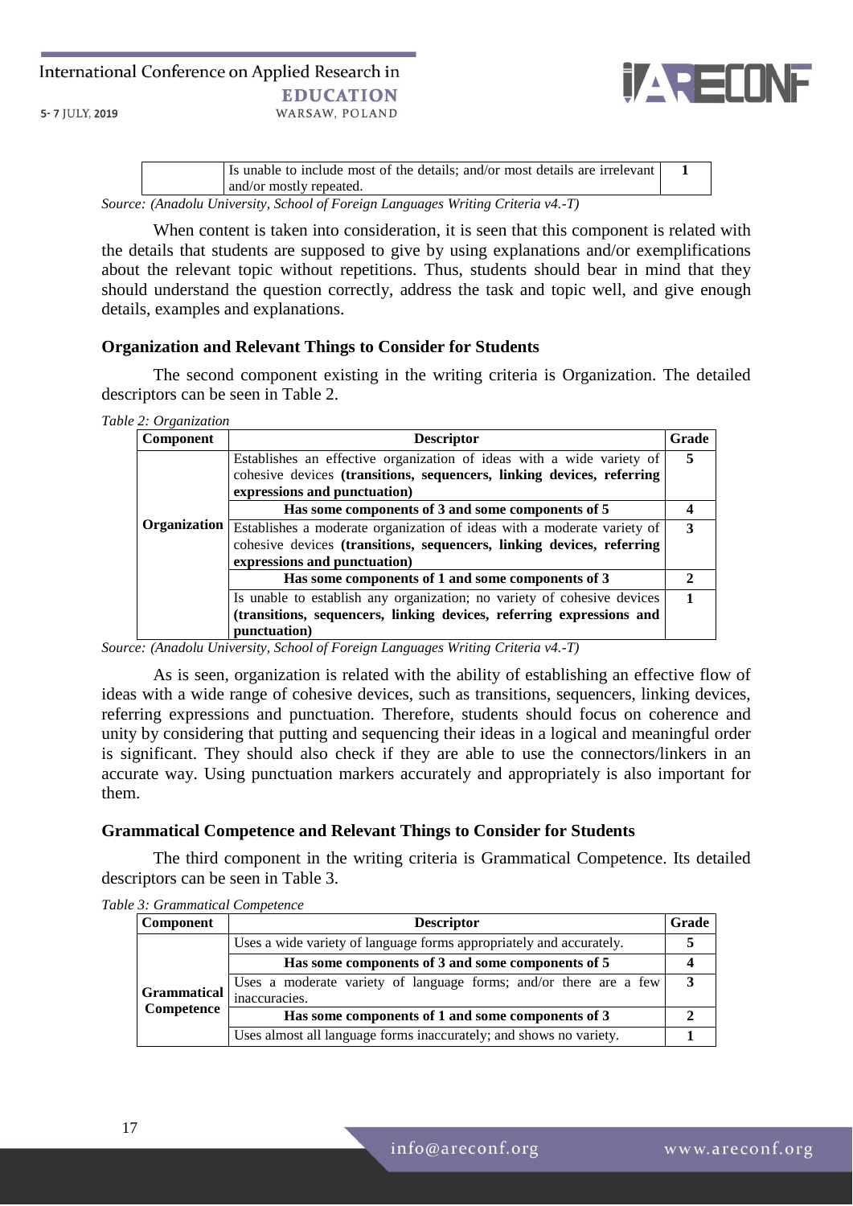| | Is unable to include most of the details; and/or most details are irrelevant and/or mostly repeated. | **1** |
|---|---|---|

*Source: (Anadolu University, School of Foreign Languages Writing Criteria v4.-T)*

When content is taken into consideration, it is seen that this component is related with the details that students are supposed to give by using explanations and/or exemplifications about the relevant topic without repetitions. Thus, students should bear in mind that they should understand the question correctly, address the task and topic well, and give enough details, examples and explanations.

### Organization and Relevant Things to Consider for Students

The second component existing in the writing criteria is Organization. The detailed descriptors can be seen in Table 2.

*Table 2: Organization*

| Component | Descriptor | Grade |
|---|---|---|
| **Organization** | Establishes an effective organization of ideas with a wide variety of cohesive devices **(transitions, sequencers, linking devices, referring expressions and punctuation)** | **5** |
| | **Has some components of 3 and some components of 5** | **4** |
| | Establishes a moderate organization of ideas with a moderate variety of cohesive devices **(transitions, sequencers, linking devices, referring expressions and punctuation)** | **3** |
| | **Has some components of 1 and some components of 3** | **2** |
| | Is unable to establish any organization; no variety of cohesive devices **(transitions, sequencers, linking devices, referring expressions and punctuation)** | **1** |

*Source: (Anadolu University, School of Foreign Languages Writing Criteria v4.-T)*

As is seen, organization is related with the ability of establishing an effective flow of ideas with a wide range of cohesive devices, such as transitions, sequencers, linking devices, referring expressions and punctuation. Therefore, students should focus on coherence and unity by considering that putting and sequencing their ideas in a logical and meaningful order is significant. They should also check if they are able to use the connectors/linkers in an accurate way. Using punctuation markers accurately and appropriately is also important for them.

### Grammatical Competence and Relevant Things to Consider for Students

The third component in the writing criteria is Grammatical Competence. Its detailed descriptors can be seen in Table 3.

*Table 3: Grammatical Competence*

| Component | Descriptor | Grade |
|---|---|---|
| **Grammatical Competence** | Uses a wide variety of language forms appropriately and accurately. | **5** |
| | **Has some components of 3 and some components of 5** | **4** |
| | Uses a moderate variety of language forms; and/or there are a few inaccuracies. | **3** |
| | **Has some components of 1 and some components of 3** | **2** |
| | Uses almost all language forms inaccurately; and shows no variety. | **1** |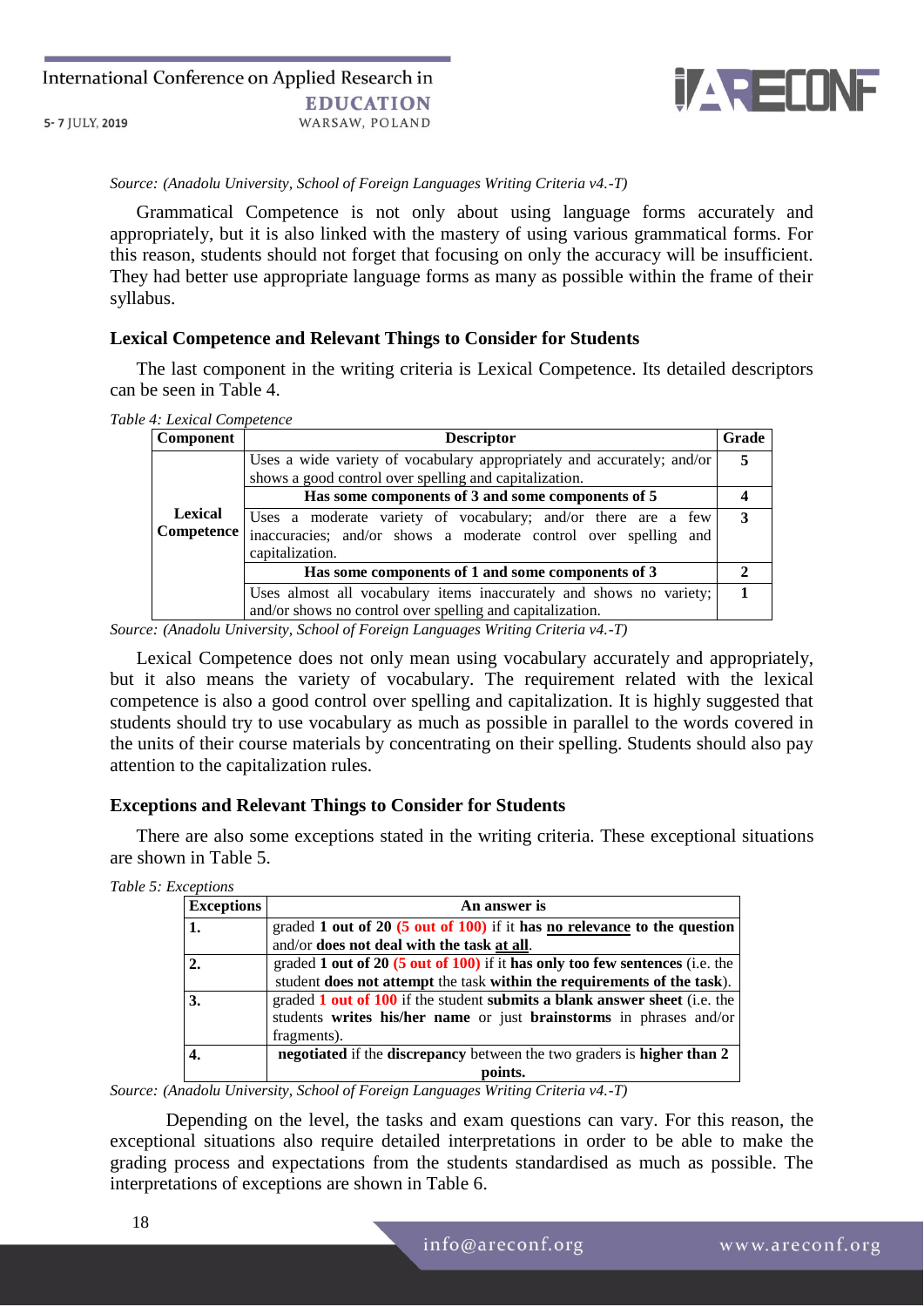*Source: (Anadolu University, School of Foreign Languages Writing Criteria v4.-T)*

Grammatical Competence is not only about using language forms accurately and appropriately, but it is also linked with the mastery of using various grammatical forms. For this reason, students should not forget that focusing on only the accuracy will be insufficient. They had better use appropriate language forms as many as possible within the frame of their syllabus.

### Lexical Competence and Relevant Things to Consider for Students

The last component in the writing criteria is Lexical Competence. Its detailed descriptors can be seen in Table 4.

*Table 4: Lexical Competence*

| Component | Descriptor | Grade |
|---|---|---|
| **Lexical Competence** | Uses a wide variety of vocabulary appropriately and accurately; and/or shows a good control over spelling and capitalization. | **5** |
| | **Has some components of 3 and some components of 5** | **4** |
| | Uses a moderate variety of vocabulary; and/or there are a few inaccuracies; and/or shows a moderate control over spelling and capitalization. | **3** |
| | **Has some components of 1 and some components of 3** | **2** |
| | Uses almost all vocabulary items inaccurately and shows no variety; and/or shows no control over spelling and capitalization. | **1** |

*Source: (Anadolu University, School of Foreign Languages Writing Criteria v4.-T)*

Lexical Competence does not only mean using vocabulary accurately and appropriately, but it also means the variety of vocabulary. The requirement related with the lexical competence is also a good control over spelling and capitalization. It is highly suggested that students should try to use vocabulary as much as possible in parallel to the words covered in the units of their course materials by concentrating on their spelling. Students should also pay attention to the capitalization rules.

### Exceptions and Relevant Things to Consider for Students

There are also some exceptions stated in the writing criteria. These exceptional situations are shown in Table 5.

*Table 5: Exceptions*

| Exceptions | An answer is |
|---|---|
| **1.** | graded **1 out of 20** **(5 out of 100)** if it **has no relevance to the question** and/or **does not deal with the task at all**. |
| **2.** | graded **1 out of 20** **(5 out of 100)** if it **has only too few sentences** (i.e. the student **does not attempt** the task **within the requirements of the task**). |
| **3.** | graded **1 out of 100** if the student **submits a blank answer sheet** (i.e. the students **writes his/her name** or just **brainstorms** in phrases and/or fragments). |
| **4.** | **negotiated** if the **discrepancy** between the two graders is **higher than 2 points.** |

*Source: (Anadolu University, School of Foreign Languages Writing Criteria v4.-T)*

Depending on the level, the tasks and exam questions can vary. For this reason, the exceptional situations also require detailed interpretations in order to be able to make the grading process and expectations from the students standardised as much as possible. The interpretations of exceptions are shown in Table 6.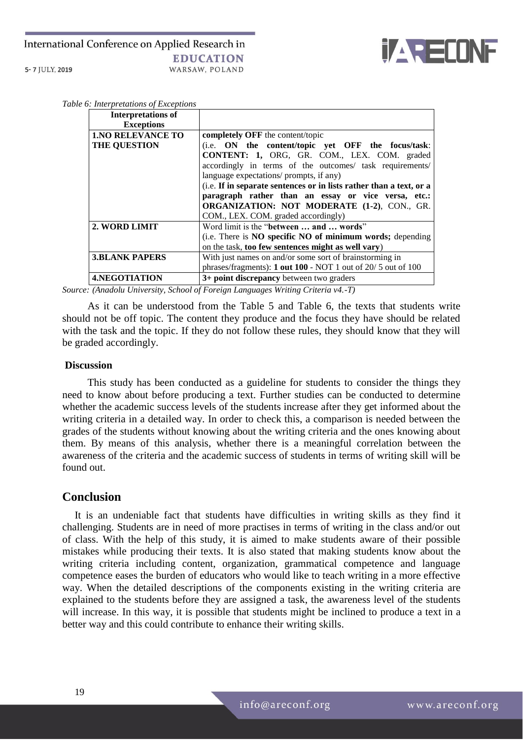*Table 6: Interpretations of Exceptions*

| Interpretations of Exceptions | |
|---|---|
| **1.NO RELEVANCE TO THE QUESTION** | **completely OFF** the content/topic (i.e. **ON the content/topic yet OFF the focus/task**: **CONTENT: 1,** ORG, GR. COM., LEX. COM. graded accordingly in terms of the outcomes/ task requirements/ language expectations/ prompts, if any) (i.e. **If in separate sentences or in lists rather than a text, or a paragraph rather than an essay or vice versa, etc.: ORGANIZATION: NOT MODERATE (1-2)**, CON., GR. COM., LEX. COM. graded accordingly) |
| **2. WORD LIMIT** | Word limit is the "**between … and … words**" (i.e. There is **NO specific NO of minimum words;** depending on the task, **too few sentences might as well vary**) |
| **3.BLANK PAPERS** | With just names on and/or some sort of brainstorming in phrases/fragments): **1 out 100** - NOT 1 out of 20/ 5 out of 100 |
| **4.NEGOTIATION** | **3+ point discrepancy** between two graders |

*Source: (Anadolu University, School of Foreign Languages Writing Criteria v4.-T)*

As it can be understood from the Table 5 and Table 6, the texts that students write should not be off topic. The content they produce and the focus they have should be related with the task and the topic. If they do not follow these rules, they should know that they will be graded accordingly.

### Discussion

This study has been conducted as a guideline for students to consider the things they need to know about before producing a text. Further studies can be conducted to determine whether the academic success levels of the students increase after they get informed about the writing criteria in a detailed way. In order to check this, a comparison is needed between the grades of the students without knowing about the writing criteria and the ones knowing about them. By means of this analysis, whether there is a meaningful correlation between the awareness of the criteria and the academic success of students in terms of writing skill will be found out.

## Conclusion

It is an undeniable fact that students have difficulties in writing skills as they find it challenging. Students are in need of more practises in terms of writing in the class and/or out of class. With the help of this study, it is aimed to make students aware of their possible mistakes while producing their texts. It is also stated that making students know about the writing criteria including content, organization, grammatical competence and language competence eases the burden of educators who would like to teach writing in a more effective way. When the detailed descriptions of the components existing in the writing criteria are explained to the students before they are assigned a task, the awareness level of the students will increase. In this way, it is possible that students might be inclined to produce a text in a better way and this could contribute to enhance their writing skills.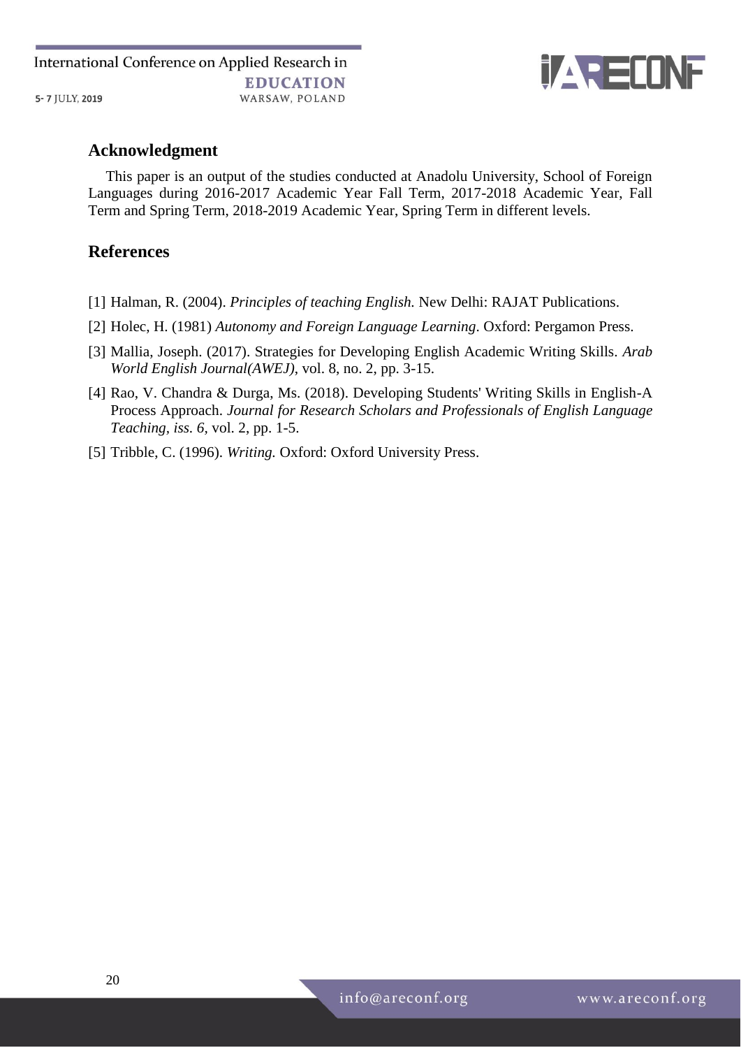## Acknowledgment

This paper is an output of the studies conducted at Anadolu University, School of Foreign Languages during 2016-2017 Academic Year Fall Term, 2017-2018 Academic Year, Fall Term and Spring Term, 2018-2019 Academic Year, Spring Term in different levels.

## References

[1] Halman, R. (2004). *Principles of teaching English.* New Delhi: RAJAT Publications.

[2] Holec, H. (1981) *Autonomy and Foreign Language Learning*. Oxford: Pergamon Press.

[3] Mallia, Joseph. (2017). Strategies for Developing English Academic Writing Skills. *Arab World English Journal(AWEJ)*, vol. 8, no. 2, pp. 3-15.

[4] Rao, V. Chandra & Durga, Ms. (2018). Developing Students' Writing Skills in English-A Process Approach. *Journal for Research Scholars and Professionals of English Language Teaching, iss. 6*, vol. 2, pp. 1-5.

[5] Tribble, C. (1996). *Writing.* Oxford: Oxford University Press.